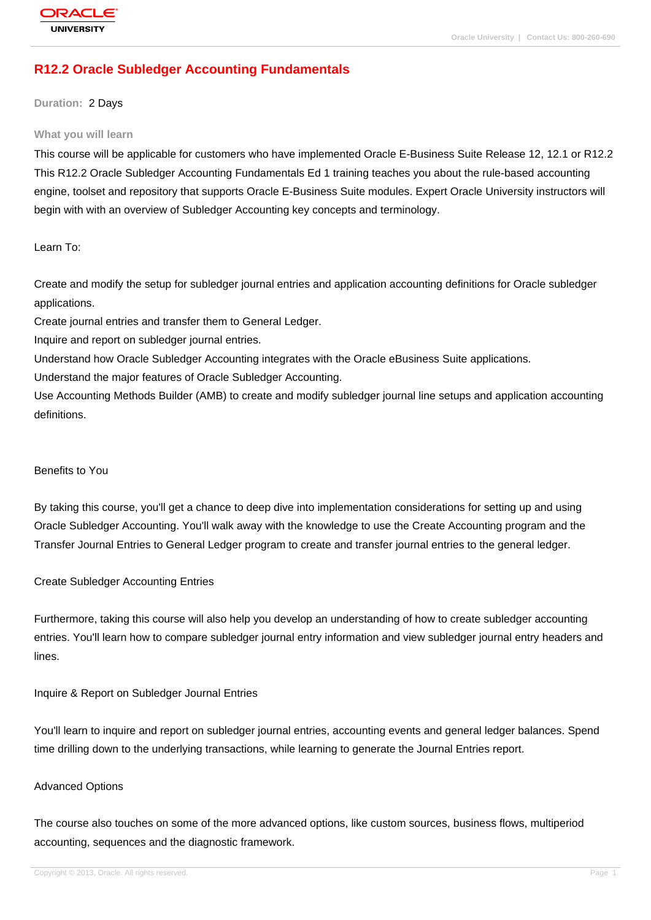# R12.2 Oracle Subledger Accounting Fundamentals

**Duration:** 2 Days

### What you will learn

This course will be applicable for customers who have implemented Oracle E-Business Suite Release 12, 12.1 or R12.2
This R12.2 Oracle Subledger Accounting Fundamentals Ed 1 training teaches you about the rule-based accounting engine, toolset and repository that supports Oracle E-Business Suite modules. Expert Oracle University instructors will begin with with an overview of Subledger Accounting key concepts and terminology.

Learn To:

Create and modify the setup for subledger journal entries and application accounting definitions for Oracle subledger applications.
Create journal entries and transfer them to General Ledger.
Inquire and report on subledger journal entries.
Understand how Oracle Subledger Accounting integrates with the Oracle eBusiness Suite applications.
Understand the major features of Oracle Subledger Accounting.
Use Accounting Methods Builder (AMB) to create and modify subledger journal line setups and application accounting definitions.

Benefits to You

By taking this course, you'll get a chance to deep dive into implementation considerations for setting up and using Oracle Subledger Accounting. You'll walk away with the knowledge to use the Create Accounting program and the Transfer Journal Entries to General Ledger program to create and transfer journal entries to the general ledger.

Create Subledger Accounting Entries

Furthermore, taking this course will also help you develop an understanding of how to create subledger accounting entries. You'll learn how to compare subledger journal entry information and view subledger journal entry headers and lines.

Inquire & Report on Subledger Journal Entries

You'll learn to inquire and report on subledger journal entries, accounting events and general ledger balances. Spend time drilling down to the underlying transactions, while learning to generate the Journal Entries report.

Advanced Options

The course also touches on some of the more advanced options, like custom sources, business flows, multiperiod accounting, sequences and the diagnostic framework.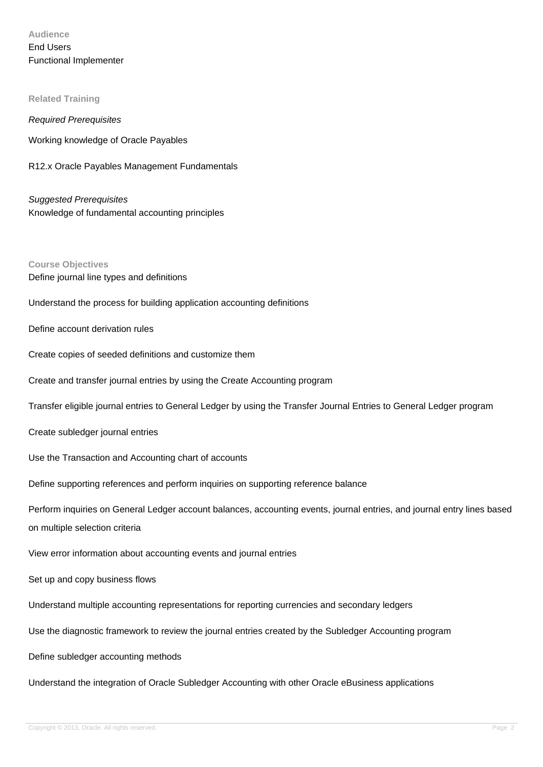### Audience

End Users
Functional Implementer

### Related Training

*Required Prerequisites*

Working knowledge of Oracle Payables

R12.x Oracle Payables Management Fundamentals

*Suggested Prerequisites*
Knowledge of fundamental accounting principles

### Course Objectives

Define journal line types and definitions

Understand the process for building application accounting definitions

Define account derivation rules

Create copies of seeded definitions and customize them

Create and transfer journal entries by using the Create Accounting program

Transfer eligible journal entries to General Ledger by using the Transfer Journal Entries to General Ledger program

Create subledger journal entries

Use the Transaction and Accounting chart of accounts

Define supporting references and perform inquiries on supporting reference balance

Perform inquiries on General Ledger account balances, accounting events, journal entries, and journal entry lines based on multiple selection criteria

View error information about accounting events and journal entries

Set up and copy business flows

Understand multiple accounting representations for reporting currencies and secondary ledgers

Use the diagnostic framework to review the journal entries created by the Subledger Accounting program

Define subledger accounting methods

Understand the integration of Oracle Subledger Accounting with other Oracle eBusiness applications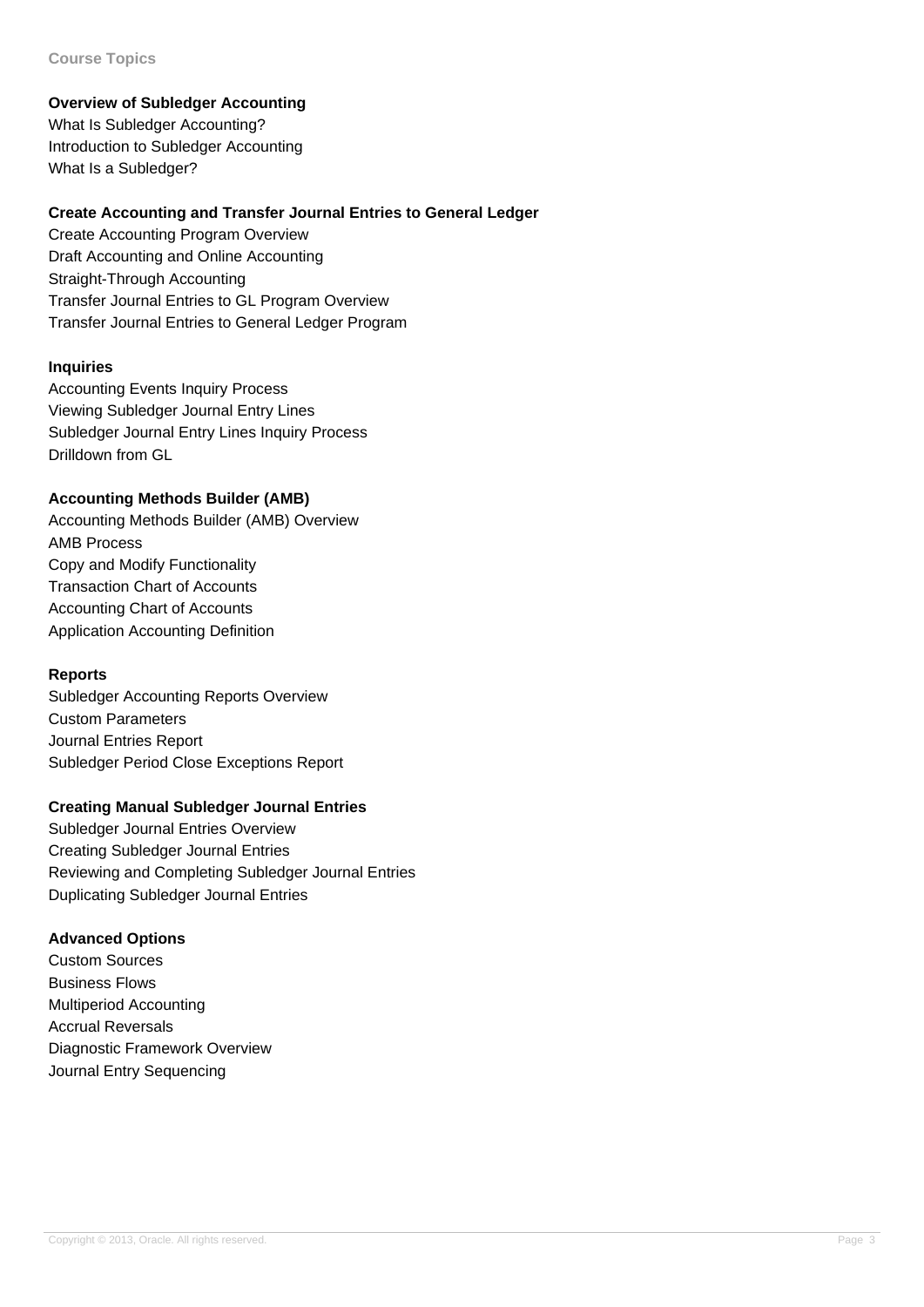## Course Topics

### Overview of Subledger Accounting

What Is Subledger Accounting?
Introduction to Subledger Accounting
What Is a Subledger?

### Create Accounting and Transfer Journal Entries to General Ledger

Create Accounting Program Overview
Draft Accounting and Online Accounting
Straight-Through Accounting
Transfer Journal Entries to GL Program Overview
Transfer Journal Entries to General Ledger Program

### Inquiries

Accounting Events Inquiry Process
Viewing Subledger Journal Entry Lines
Subledger Journal Entry Lines Inquiry Process
Drilldown from GL

### Accounting Methods Builder (AMB)

Accounting Methods Builder (AMB) Overview
AMB Process
Copy and Modify Functionality
Transaction Chart of Accounts
Accounting Chart of Accounts
Application Accounting Definition

### Reports

Subledger Accounting Reports Overview
Custom Parameters
Journal Entries Report
Subledger Period Close Exceptions Report

### Creating Manual Subledger Journal Entries

Subledger Journal Entries Overview
Creating Subledger Journal Entries
Reviewing and Completing Subledger Journal Entries
Duplicating Subledger Journal Entries

### Advanced Options

Custom Sources
Business Flows
Multiperiod Accounting
Accrual Reversals
Diagnostic Framework Overview
Journal Entry Sequencing